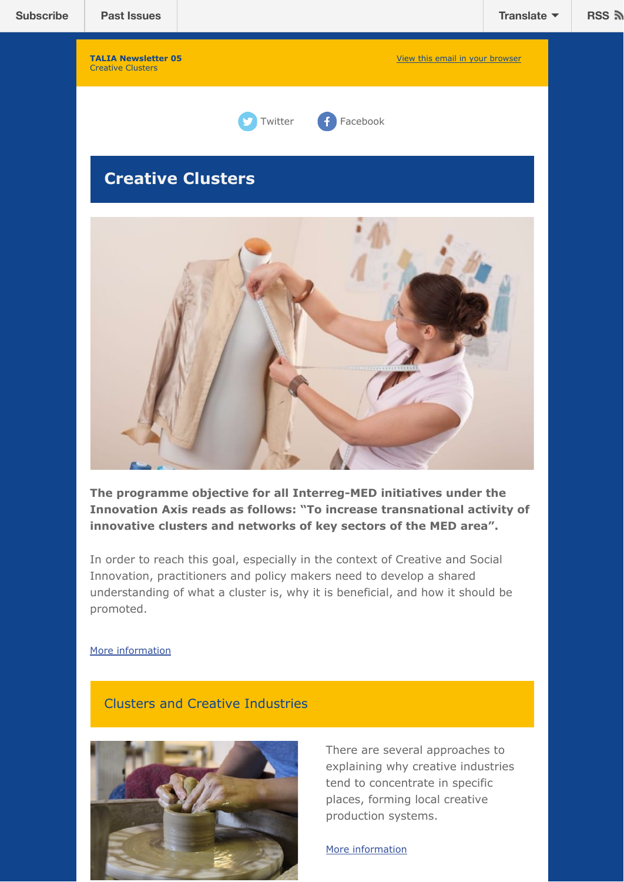Subscribe | Past Issues | Translate | RSS

**TALIA Newsletter 05**
Creative Clusters

View this email in your browser

Twitter Facebook

# Creative Clusters

**The programme objective for all Interreg-MED initiatives under the Innovation Axis reads as follows: "To increase transnational activity of innovative clusters and networks of key sectors of the MED area".**

In order to reach this goal, especially in the context of Creative and Social Innovation, practitioners and policy makers need to develop a shared understanding of what a cluster is, why it is beneficial, and how it should be promoted.

More information

## Clusters and Creative Industries

There are several approaches to explaining why creative industries tend to concentrate in specific places, forming local creative production systems.

More information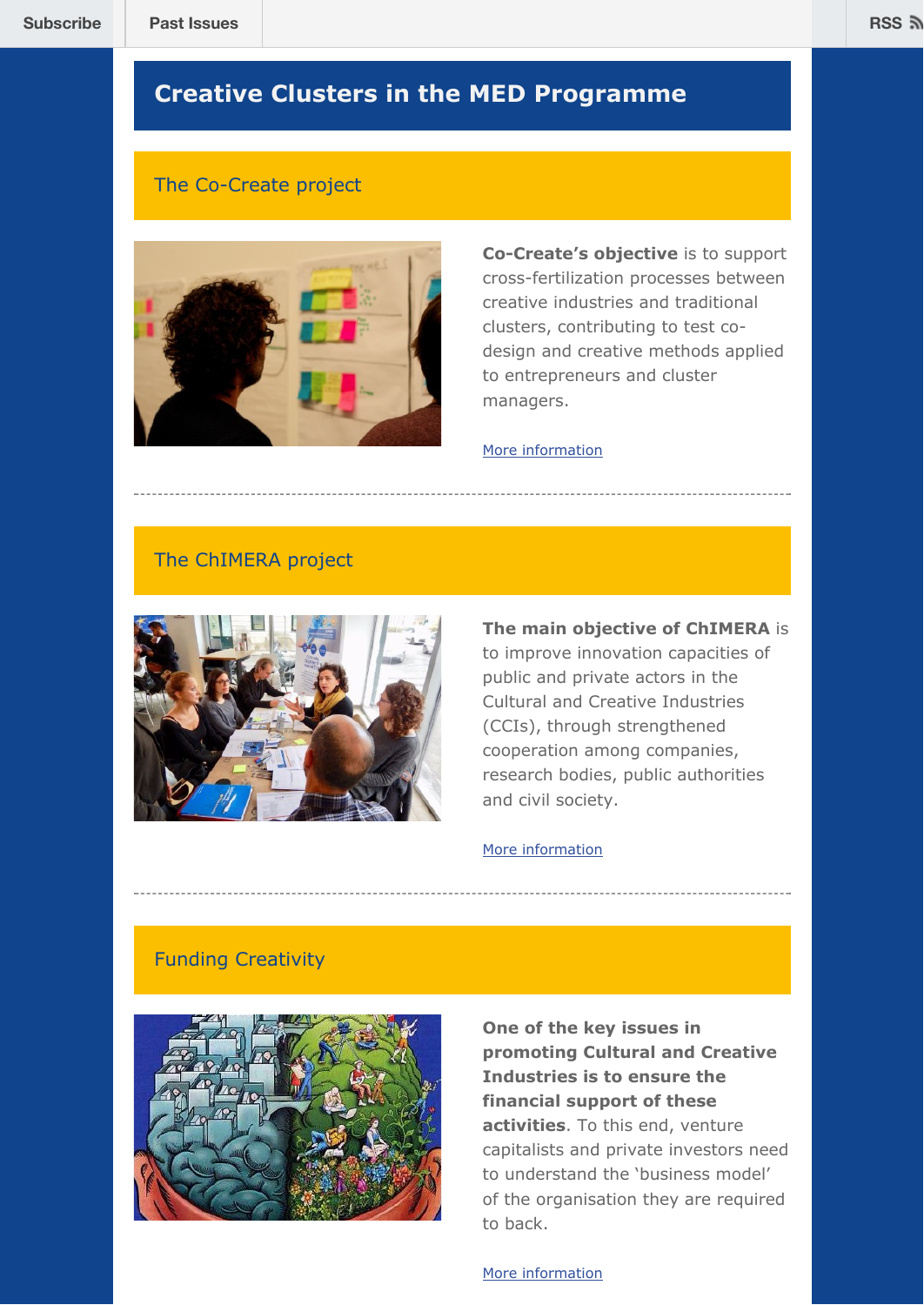Subscribe | Past Issues | RSS

# Creative Clusters in the MED Programme

## The Co-Create project

**Co-Create's objective** is to support cross-fertilization processes between creative industries and traditional clusters, contributing to test co-design and creative methods applied to entrepreneurs and cluster managers.

More information

---

## The ChIMERA project

**The main objective of ChIMERA** is to improve innovation capacities of public and private actors in the Cultural and Creative Industries (CCIs), through strengthened cooperation among companies, research bodies, public authorities and civil society.

More information

---

## Funding Creativity

**One of the key issues in promoting Cultural and Creative Industries is to ensure the financial support of these activities**. To this end, venture capitalists and private investors need to understand the 'business model' of the organisation they are required to back.

More information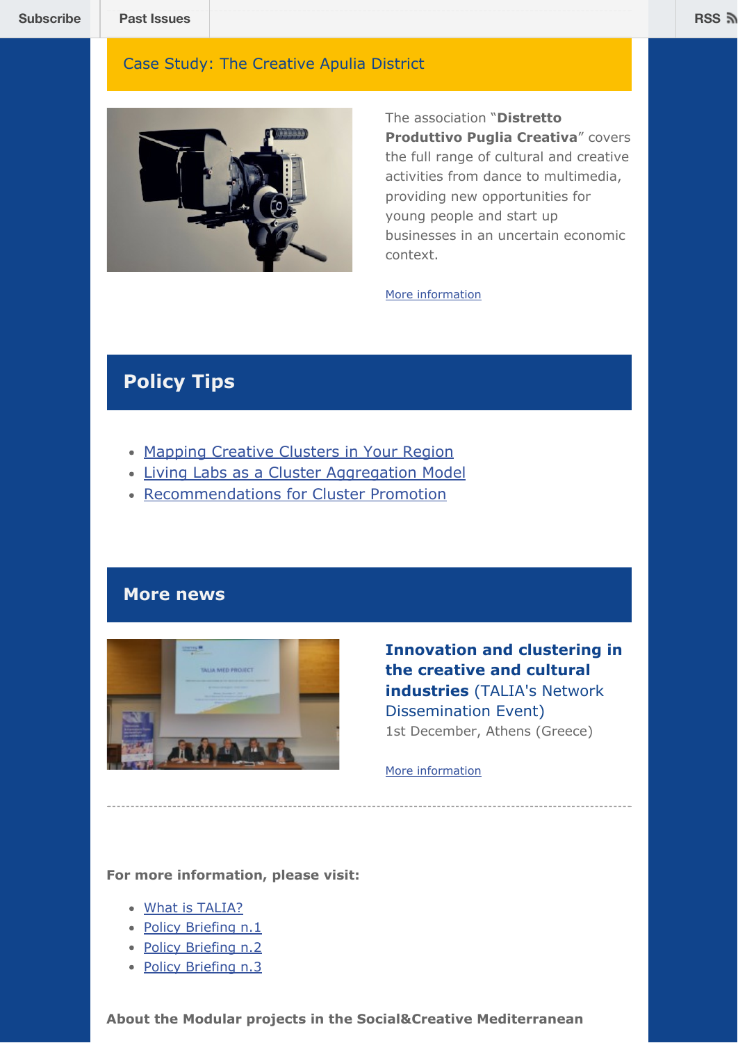Subscribe | Past Issues | RSS

## Case Study: The Creative Apulia District

The association "**Distretto Produttivo Puglia Creativa**" covers the full range of cultural and creative activities from dance to multimedia, providing new opportunities for young people and start up businesses in an uncertain economic context.

More information

## Policy Tips

- Mapping Creative Clusters in Your Region
- Living Labs as a Cluster Aggregation Model
- Recommendations for Cluster Promotion

## More news

**Innovation and clustering in the creative and cultural industries** (TALIA's Network Dissemination Event)

1st December, Athens (Greece)

More information

---

**For more information, please visit:**

- What is TALIA?
- Policy Briefing n.1
- Policy Briefing n.2
- Policy Briefing n.3

**About the Modular projects in the Social&Creative Mediterranean**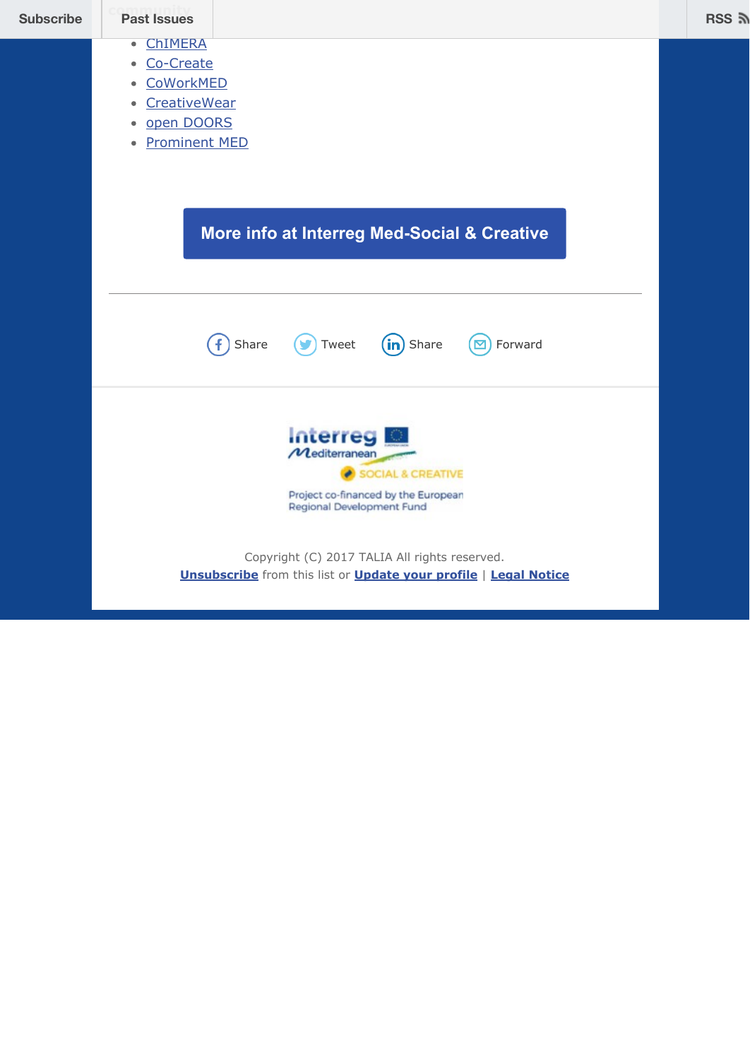- ChIMERA
- Co-Create
- CoWorkMED
- CreativeWear
- open DOORS
- Prominent MED

**More info at Interreg Med-Social & Creative**

---

Share Tweet Share Forward

Project co-financed by the European Regional Development Fund

Copyright (C) 2017 TALIA All rights reserved.

**Unsubscribe** from this list or **Update your profile** | **Legal Notice**